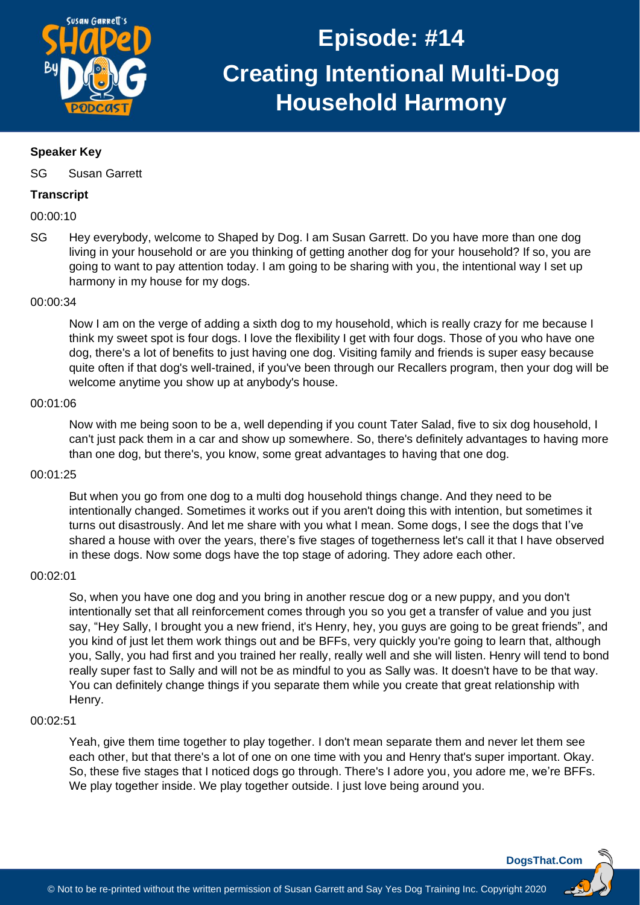# Episode: #14

# Creating Intentional Multi-Dog Household Harmony

**Speaker Key**

SG Susan Garrett

**Transcript**

00:00:10

SG Hey everybody, welcome to Shaped by Dog. I am Susan Garrett. Do you have more than one dog living in your household or are you thinking of getting another dog for your household? If so, you are going to want to pay attention today. I am going to be sharing with you, the intentional way I set up harmony in my house for my dogs.

00:00:34

Now I am on the verge of adding a sixth dog to my household, which is really crazy for me because I think my sweet spot is four dogs. I love the flexibility I get with four dogs. Those of you who have one dog, there's a lot of benefits to just having one dog. Visiting family and friends is super easy because quite often if that dog's well-trained, if you've been through our Recallers program, then your dog will be welcome anytime you show up at anybody's house.

00:01:06

Now with me being soon to be a, well depending if you count Tater Salad, five to six dog household, I can't just pack them in a car and show up somewhere. So, there's definitely advantages to having more than one dog, but there's, you know, some great advantages to having that one dog.

00:01:25

But when you go from one dog to a multi dog household things change. And they need to be intentionally changed. Sometimes it works out if you aren't doing this with intention, but sometimes it turns out disastrously. And let me share with you what I mean. Some dogs, I see the dogs that I've shared a house with over the years, there's five stages of togetherness let's call it that I have observed in these dogs. Now some dogs have the top stage of adoring. They adore each other.

00:02:01

So, when you have one dog and you bring in another rescue dog or a new puppy, and you don't intentionally set that all reinforcement comes through you so you get a transfer of value and you just say, "Hey Sally, I brought you a new friend, it's Henry, hey, you guys are going to be great friends", and you kind of just let them work things out and be BFFs, very quickly you're going to learn that, although you, Sally, you had first and you trained her really, really well and she will listen. Henry will tend to bond really super fast to Sally and will not be as mindful to you as Sally was. It doesn't have to be that way. You can definitely change things if you separate them while you create that great relationship with Henry.

00:02:51

Yeah, give them time together to play together. I don't mean separate them and never let them see each other, but that there's a lot of one on one time with you and Henry that's super important. Okay. So, these five stages that I noticed dogs go through. There's I adore you, you adore me, we're BFFs. We play together inside. We play together outside. I just love being around you.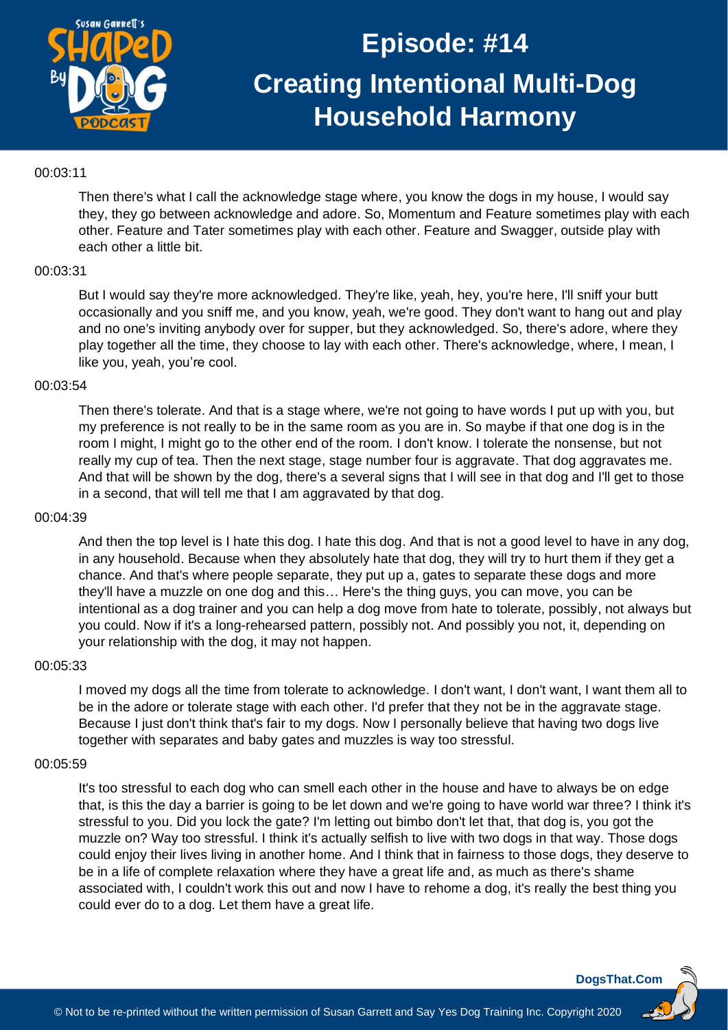00:03:11

Then there's what I call the acknowledge stage where, you know the dogs in my house, I would say they, they go between acknowledge and adore. So, Momentum and Feature sometimes play with each other. Feature and Tater sometimes play with each other. Feature and Swagger, outside play with each other a little bit.

00:03:31

But I would say they're more acknowledged. They're like, yeah, hey, you're here, I'll sniff your butt occasionally and you sniff me, and you know, yeah, we're good. They don't want to hang out and play and no one's inviting anybody over for supper, but they acknowledged. So, there's adore, where they play together all the time, they choose to lay with each other. There's acknowledge, where, I mean, I like you, yeah, you're cool.

00:03:54

Then there's tolerate. And that is a stage where, we're not going to have words I put up with you, but my preference is not really to be in the same room as you are in. So maybe if that one dog is in the room I might, I might go to the other end of the room. I don't know. I tolerate the nonsense, but not really my cup of tea. Then the next stage, stage number four is aggravate. That dog aggravates me. And that will be shown by the dog, there's a several signs that I will see in that dog and I'll get to those in a second, that will tell me that I am aggravated by that dog.

00:04:39

And then the top level is I hate this dog. I hate this dog. And that is not a good level to have in any dog, in any household. Because when they absolutely hate that dog, they will try to hurt them if they get a chance. And that's where people separate, they put up a, gates to separate these dogs and more they'll have a muzzle on one dog and this… Here's the thing guys, you can move, you can be intentional as a dog trainer and you can help a dog move from hate to tolerate, possibly, not always but you could. Now if it's a long-rehearsed pattern, possibly not. And possibly you not, it, depending on your relationship with the dog, it may not happen.

00:05:33

I moved my dogs all the time from tolerate to acknowledge. I don't want, I don't want, I want them all to be in the adore or tolerate stage with each other. I'd prefer that they not be in the aggravate stage. Because I just don't think that's fair to my dogs. Now I personally believe that having two dogs live together with separates and baby gates and muzzles is way too stressful.

00:05:59

It's too stressful to each dog who can smell each other in the house and have to always be on edge that, is this the day a barrier is going to be let down and we're going to have world war three? I think it's stressful to you. Did you lock the gate? I'm letting out bimbo don't let that, that dog is, you got the muzzle on? Way too stressful. I think it's actually selfish to live with two dogs in that way. Those dogs could enjoy their lives living in another home. And I think that in fairness to those dogs, they deserve to be in a life of complete relaxation where they have a great life and, as much as there's shame associated with, I couldn't work this out and now I have to rehome a dog, it's really the best thing you could ever do to a dog. Let them have a great life.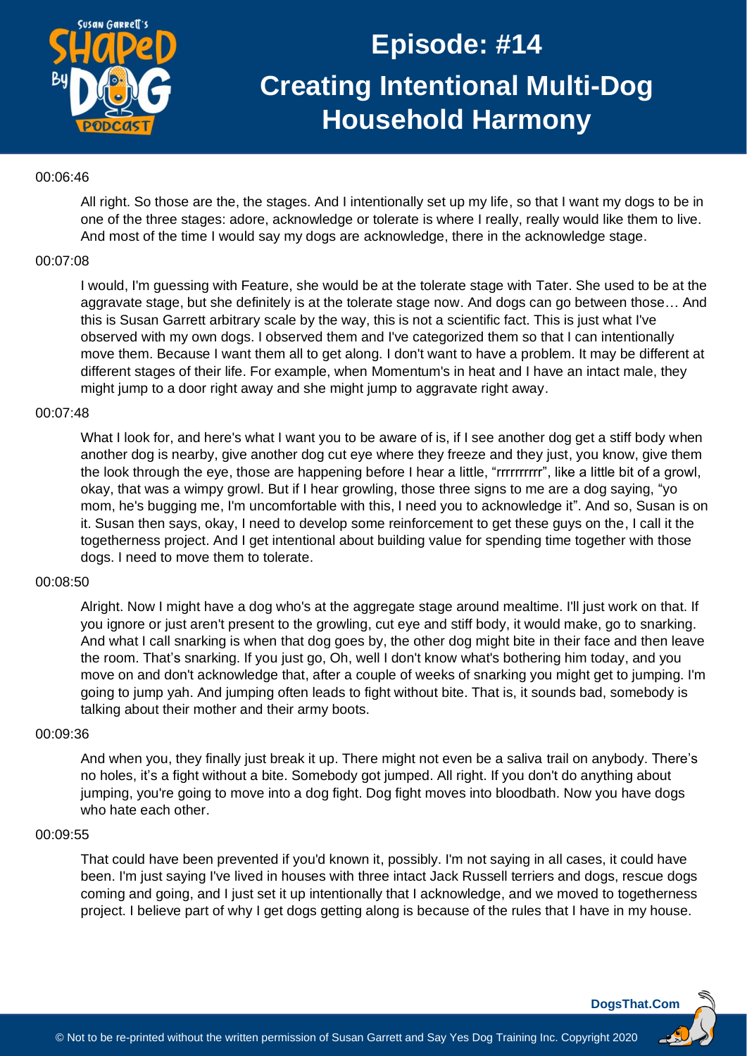00:06:46

All right. So those are the, the stages. And I intentionally set up my life, so that I want my dogs to be in one of the three stages: adore, acknowledge or tolerate is where I really, really would like them to live. And most of the time I would say my dogs are acknowledge, there in the acknowledge stage.

00:07:08

I would, I'm guessing with Feature, she would be at the tolerate stage with Tater. She used to be at the aggravate stage, but she definitely is at the tolerate stage now. And dogs can go between those… And this is Susan Garrett arbitrary scale by the way, this is not a scientific fact. This is just what I've observed with my own dogs. I observed them and I've categorized them so that I can intentionally move them. Because I want them all to get along. I don't want to have a problem. It may be different at different stages of their life. For example, when Momentum's in heat and I have an intact male, they might jump to a door right away and she might jump to aggravate right away.

00:07:48

What I look for, and here's what I want you to be aware of is, if I see another dog get a stiff body when another dog is nearby, give another dog cut eye where they freeze and they just, you know, give them the look through the eye, those are happening before I hear a little, "rrrrrrrrr", like a little bit of a growl, okay, that was a wimpy growl. But if I hear growling, those three signs to me are a dog saying, "yo mom, he's bugging me, I'm uncomfortable with this, I need you to acknowledge it". And so, Susan is on it. Susan then says, okay, I need to develop some reinforcement to get these guys on the, I call it the togetherness project. And I get intentional about building value for spending time together with those dogs. I need to move them to tolerate.

00:08:50

Alright. Now I might have a dog who's at the aggregate stage around mealtime. I'll just work on that. If you ignore or just aren't present to the growling, cut eye and stiff body, it would make, go to snarking. And what I call snarking is when that dog goes by, the other dog might bite in their face and then leave the room. That's snarking. If you just go, Oh, well I don't know what's bothering him today, and you move on and don't acknowledge that, after a couple of weeks of snarking you might get to jumping. I'm going to jump yah. And jumping often leads to fight without bite. That is, it sounds bad, somebody is talking about their mother and their army boots.

00:09:36

And when you, they finally just break it up. There might not even be a saliva trail on anybody. There's no holes, it's a fight without a bite. Somebody got jumped. All right. If you don't do anything about jumping, you're going to move into a dog fight. Dog fight moves into bloodbath. Now you have dogs who hate each other.

00:09:55

That could have been prevented if you'd known it, possibly. I'm not saying in all cases, it could have been. I'm just saying I've lived in houses with three intact Jack Russell terriers and dogs, rescue dogs coming and going, and I just set it up intentionally that I acknowledge, and we moved to togetherness project. I believe part of why I get dogs getting along is because of the rules that I have in my house.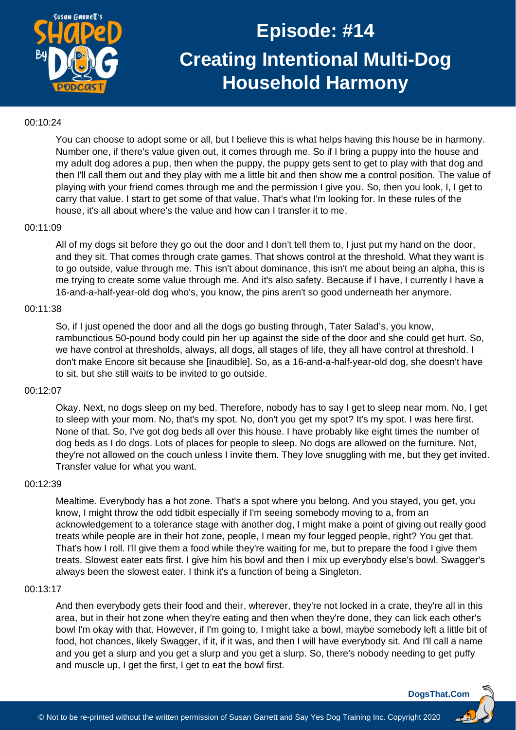00:10:24

You can choose to adopt some or all, but I believe this is what helps having this house be in harmony. Number one, if there's value given out, it comes through me. So if I bring a puppy into the house and my adult dog adores a pup, then when the puppy, the puppy gets sent to get to play with that dog and then I'll call them out and they play with me a little bit and then show me a control position. The value of playing with your friend comes through me and the permission I give you. So, then you look, I, I get to carry that value. I start to get some of that value. That's what I'm looking for. In these rules of the house, it's all about where's the value and how can I transfer it to me.

00:11:09

All of my dogs sit before they go out the door and I don't tell them to, I just put my hand on the door, and they sit. That comes through crate games. That shows control at the threshold. What they want is to go outside, value through me. This isn't about dominance, this isn't me about being an alpha, this is me trying to create some value through me. And it's also safety. Because if I have, I currently I have a 16-and-a-half-year-old dog who's, you know, the pins aren't so good underneath her anymore.

00:11:38

So, if I just opened the door and all the dogs go busting through, Tater Salad's, you know, rambunctious 50-pound body could pin her up against the side of the door and she could get hurt. So, we have control at thresholds, always, all dogs, all stages of life, they all have control at threshold. I don't make Encore sit because she [inaudible]. So, as a 16-and-a-half-year-old dog, she doesn't have to sit, but she still waits to be invited to go outside.

00:12:07

Okay. Next, no dogs sleep on my bed. Therefore, nobody has to say I get to sleep near mom. No, I get to sleep with your mom. No, that's my spot. No, don't you get my spot? It's my spot. I was here first. None of that. So, I've got dog beds all over this house. I have probably like eight times the number of dog beds as I do dogs. Lots of places for people to sleep. No dogs are allowed on the furniture. Not, they're not allowed on the couch unless I invite them. They love snuggling with me, but they get invited. Transfer value for what you want.

00:12:39

Mealtime. Everybody has a hot zone. That's a spot where you belong. And you stayed, you get, you know, I might throw the odd tidbit especially if I'm seeing somebody moving to a, from an acknowledgement to a tolerance stage with another dog, I might make a point of giving out really good treats while people are in their hot zone, people, I mean my four legged people, right? You get that. That's how I roll. I'll give them a food while they're waiting for me, but to prepare the food I give them treats. Slowest eater eats first. I give him his bowl and then I mix up everybody else's bowl. Swagger's always been the slowest eater. I think it's a function of being a Singleton.

00:13:17

And then everybody gets their food and their, wherever, they're not locked in a crate, they're all in this area, but in their hot zone when they're eating and then when they're done, they can lick each other's bowl I'm okay with that. However, if I'm going to, I might take a bowl, maybe somebody left a little bit of food, hot chances, likely Swagger, if it, if it was, and then I will have everybody sit. And I'll call a name and you get a slurp and you get a slurp and you get a slurp. So, there's nobody needing to get puffy and muscle up, I get the first, I get to eat the bowl first.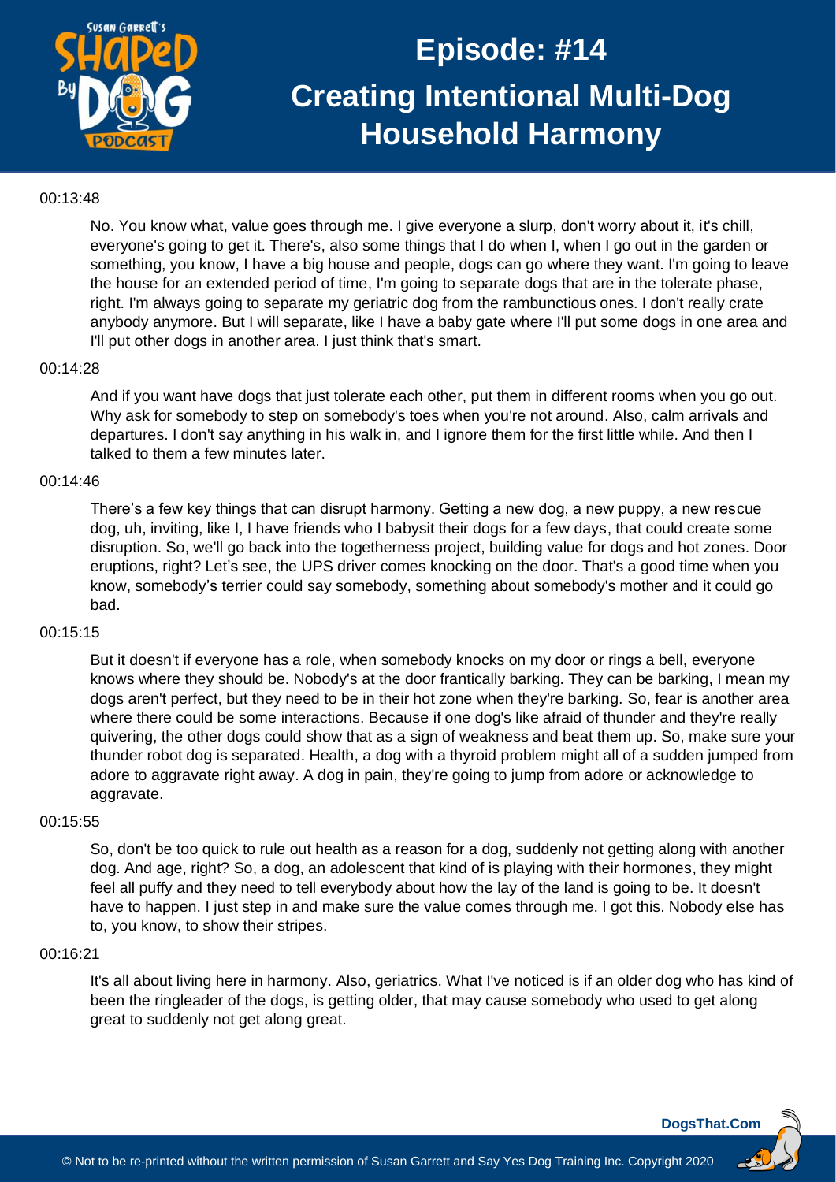00:13:48

No. You know what, value goes through me. I give everyone a slurp, don't worry about it, it's chill, everyone's going to get it. There's, also some things that I do when I, when I go out in the garden or something, you know, I have a big house and people, dogs can go where they want. I'm going to leave the house for an extended period of time, I'm going to separate dogs that are in the tolerate phase, right. I'm always going to separate my geriatric dog from the rambunctious ones. I don't really crate anybody anymore. But I will separate, like I have a baby gate where I'll put some dogs in one area and I'll put other dogs in another area. I just think that's smart.

00:14:28

And if you want have dogs that just tolerate each other, put them in different rooms when you go out. Why ask for somebody to step on somebody's toes when you're not around. Also, calm arrivals and departures. I don't say anything in his walk in, and I ignore them for the first little while. And then I talked to them a few minutes later.

00:14:46

There's a few key things that can disrupt harmony. Getting a new dog, a new puppy, a new rescue dog, uh, inviting, like I, I have friends who I babysit their dogs for a few days, that could create some disruption. So, we'll go back into the togetherness project, building value for dogs and hot zones. Door eruptions, right? Let's see, the UPS driver comes knocking on the door. That's a good time when you know, somebody's terrier could say somebody, something about somebody's mother and it could go bad.

00:15:15

But it doesn't if everyone has a role, when somebody knocks on my door or rings a bell, everyone knows where they should be. Nobody's at the door frantically barking. They can be barking, I mean my dogs aren't perfect, but they need to be in their hot zone when they're barking. So, fear is another area where there could be some interactions. Because if one dog's like afraid of thunder and they're really quivering, the other dogs could show that as a sign of weakness and beat them up. So, make sure your thunder robot dog is separated. Health, a dog with a thyroid problem might all of a sudden jumped from adore to aggravate right away. A dog in pain, they're going to jump from adore or acknowledge to aggravate.

00:15:55

So, don't be too quick to rule out health as a reason for a dog, suddenly not getting along with another dog. And age, right? So, a dog, an adolescent that kind of is playing with their hormones, they might feel all puffy and they need to tell everybody about how the lay of the land is going to be. It doesn't have to happen. I just step in and make sure the value comes through me. I got this. Nobody else has to, you know, to show their stripes.

00:16:21

It's all about living here in harmony. Also, geriatrics. What I've noticed is if an older dog who has kind of been the ringleader of the dogs, is getting older, that may cause somebody who used to get along great to suddenly not get along great.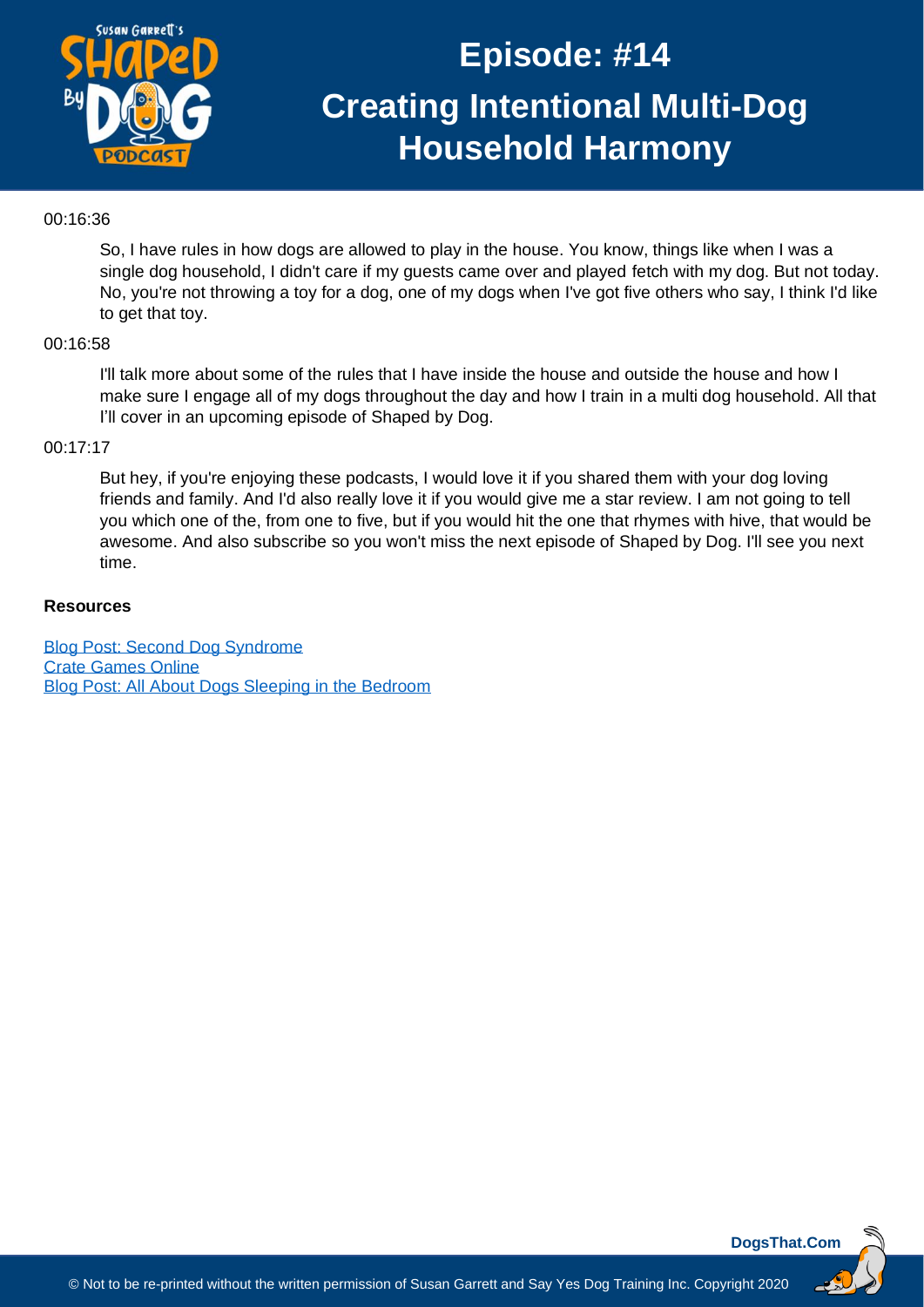00:16:36

So, I have rules in how dogs are allowed to play in the house. You know, things like when I was a single dog household, I didn't care if my guests came over and played fetch with my dog. But not today. No, you're not throwing a toy for a dog, one of my dogs when I've got five others who say, I think I'd like to get that toy.

00:16:58

I'll talk more about some of the rules that I have inside the house and outside the house and how I make sure I engage all of my dogs throughout the day and how I train in a multi dog household. All that I'll cover in an upcoming episode of Shaped by Dog.

00:17:17

But hey, if you're enjoying these podcasts, I would love it if you shared them with your dog loving friends and family. And I'd also really love it if you would give me a star review. I am not going to tell you which one of the, from one to five, but if you would hit the one that rhymes with hive, that would be awesome. And also subscribe so you won't miss the next episode of Shaped by Dog. I'll see you next time.

**Resources**

Blog Post: Second Dog Syndrome
Crate Games Online
Blog Post: All About Dogs Sleeping in the Bedroom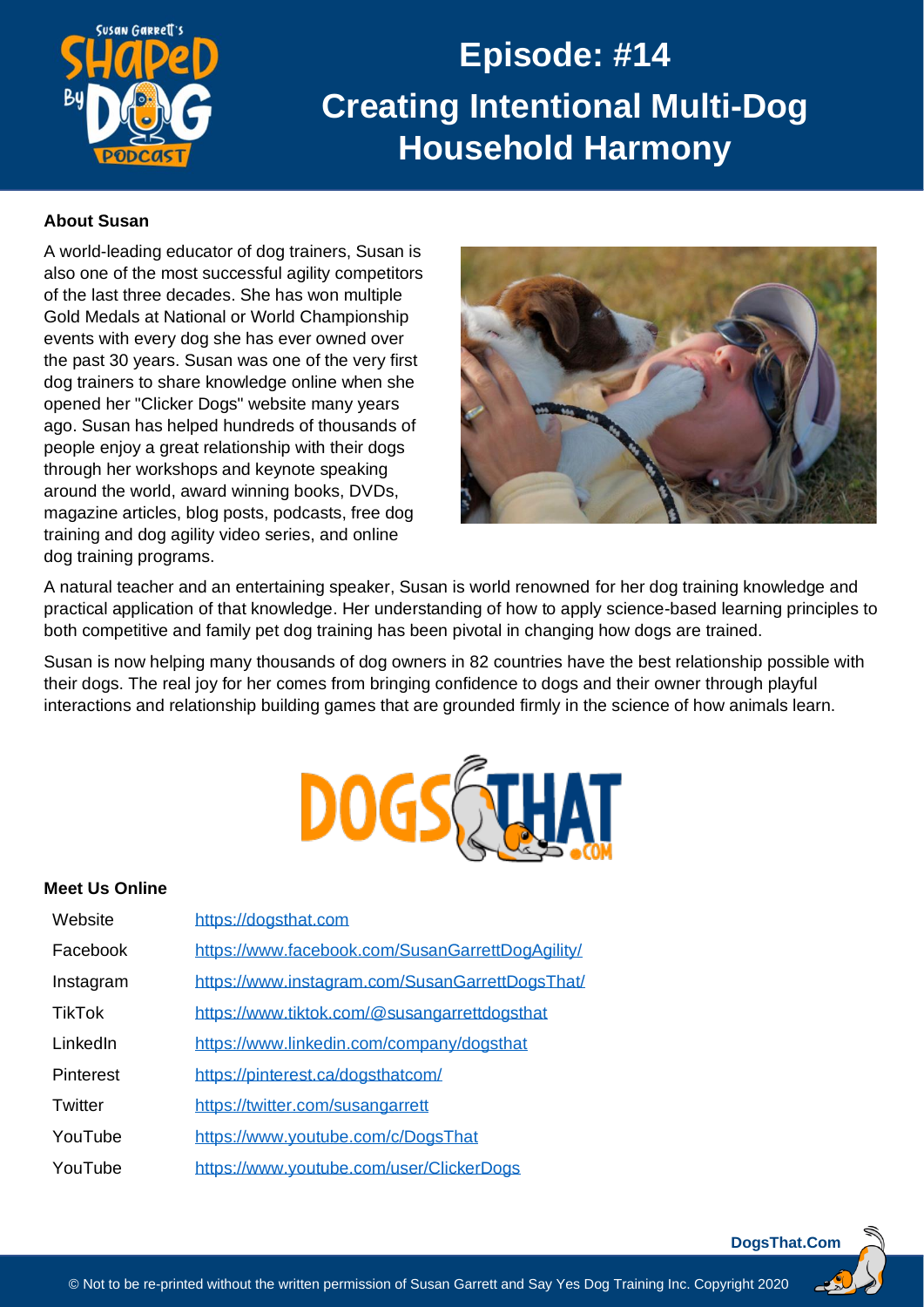# Episode: #14
# Creating Intentional Multi-Dog Household Harmony

### About Susan

A world-leading educator of dog trainers, Susan is also one of the most successful agility competitors of the last three decades. She has won multiple Gold Medals at National or World Championship events with every dog she has ever owned over the past 30 years. Susan was one of the very first dog trainers to share knowledge online when she opened her "Clicker Dogs" website many years ago. Susan has helped hundreds of thousands of people enjoy a great relationship with their dogs through her workshops and keynote speaking around the world, award winning books, DVDs, magazine articles, blog posts, podcasts, free dog training and dog agility video series, and online dog training programs.

A natural teacher and an entertaining speaker, Susan is world renowned for her dog training knowledge and practical application of that knowledge. Her understanding of how to apply science-based learning principles to both competitive and family pet dog training has been pivotal in changing how dogs are trained.

Susan is now helping many thousands of dog owners in 82 countries have the best relationship possible with their dogs. The real joy for her comes from bringing confidence to dogs and their owner through playful interactions and relationship building games that are grounded firmly in the science of how animals learn.

### Meet Us Online

| | |
|---|---|
| Website | https://dogsthat.com |
| Facebook | https://www.facebook.com/SusanGarrettDogAgility/ |
| Instagram | https://www.instagram.com/SusanGarrettDogsThat/ |
| TikTok | https://www.tiktok.com/@susangarrettdogsthat |
| LinkedIn | https://www.linkedin.com/company/dogsthat |
| Pinterest | https://pinterest.ca/dogsthatcom/ |
| Twitter | https://twitter.com/susangarrett |
| YouTube | https://www.youtube.com/c/DogsThat |
| YouTube | https://www.youtube.com/user/ClickerDogs |

© Not to be re-printed without the written permission of Susan Garrett and Say Yes Dog Training Inc. Copyright 2020